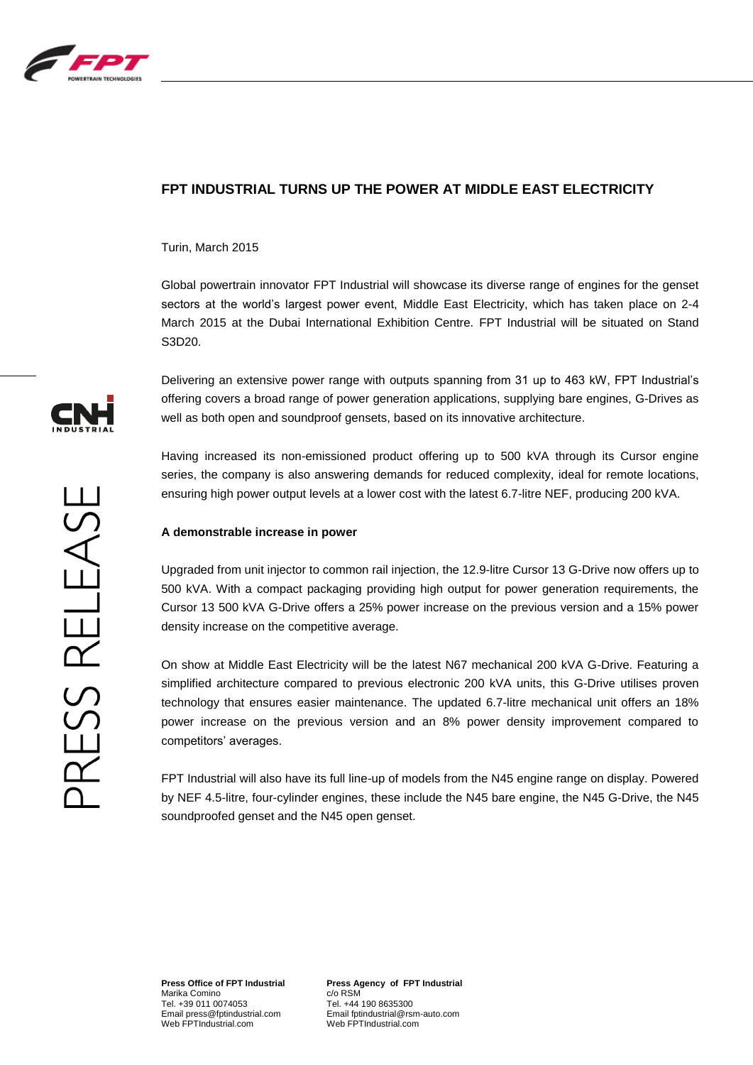# FPT INDUSTRIAL TURNS UP THE POWER AT MIDDLE EAST ELECTRICITY

Turin, March 2015

Global powertrain innovator FPT Industrial will showcase its diverse range of engines for the genset sectors at the world's largest power event, Middle East Electricity, which has taken place on 2-4 March 2015 at the Dubai International Exhibition Centre. FPT Industrial will be situated on Stand S3D20.

Delivering an extensive power range with outputs spanning from 31 up to 463 kW, FPT Industrial's offering covers a broad range of power generation applications, supplying bare engines, G-Drives as well as both open and soundproof gensets, based on its innovative architecture.

Having increased its non-emissioned product offering up to 500 kVA through its Cursor engine series, the company is also answering demands for reduced complexity, ideal for remote locations, ensuring high power output levels at a lower cost with the latest 6.7-litre NEF, producing 200 kVA.

**A demonstrable increase in power**

Upgraded from unit injector to common rail injection, the 12.9-litre Cursor 13 G-Drive now offers up to 500 kVA. With a compact packaging providing high output for power generation requirements, the Cursor 13 500 kVA G-Drive offers a 25% power increase on the previous version and a 15% power density increase on the competitive average.

On show at Middle East Electricity will be the latest N67 mechanical 200 kVA G-Drive. Featuring a simplified architecture compared to previous electronic 200 kVA units, this G-Drive utilises proven technology that ensures easier maintenance. The updated 6.7-litre mechanical unit offers an 18% power increase on the previous version and an 8% power density improvement compared to competitors' averages.

FPT Industrial will also have its full line-up of models from the N45 engine range on display. Powered by NEF 4.5-litre, four-cylinder engines, these include the N45 bare engine, the N45 G-Drive, the N45 soundproofed genset and the N45 open genset.

**Press Office of FPT Industrial**
Marika Comino
Tel. +39 011 0074053
Email press@fptindustrial.com
Web FPTIndustrial.com

**Press Agency of FPT Industrial**
c/o RSM
Tel. +44 190 8635300
Email fptindustrial@rsm-auto.com
Web FPTIndustrial.com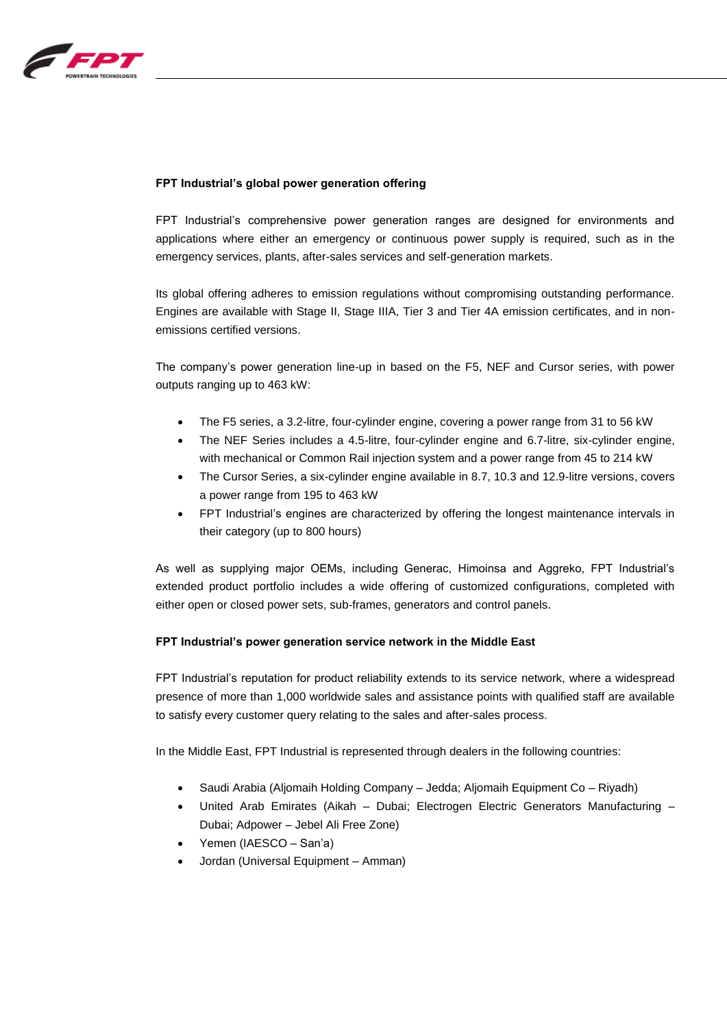**FPT Industrial's global power generation offering**

FPT Industrial's comprehensive power generation ranges are designed for environments and applications where either an emergency or continuous power supply is required, such as in the emergency services, plants, after-sales services and self-generation markets.

Its global offering adheres to emission regulations without compromising outstanding performance. Engines are available with Stage II, Stage IIIA, Tier 3 and Tier 4A emission certificates, and in non-emissions certified versions.

The company's power generation line-up in based on the F5, NEF and Cursor series, with power outputs ranging up to 463 kW:

- The F5 series, a 3.2-litre, four-cylinder engine, covering a power range from 31 to 56 kW
- The NEF Series includes a 4.5-litre, four-cylinder engine and 6.7-litre, six-cylinder engine, with mechanical or Common Rail injection system and a power range from 45 to 214 kW
- The Cursor Series, a six-cylinder engine available in 8.7, 10.3 and 12.9-litre versions, covers a power range from 195 to 463 kW
- FPT Industrial's engines are characterized by offering the longest maintenance intervals in their category (up to 800 hours)

As well as supplying major OEMs, including Generac, Himoinsa and Aggreko, FPT Industrial's extended product portfolio includes a wide offering of customized configurations, completed with either open or closed power sets, sub-frames, generators and control panels.

**FPT Industrial's power generation service network in the Middle East**

FPT Industrial's reputation for product reliability extends to its service network, where a widespread presence of more than 1,000 worldwide sales and assistance points with qualified staff are available to satisfy every customer query relating to the sales and after-sales process.

In the Middle East, FPT Industrial is represented through dealers in the following countries:

- Saudi Arabia (Aljomaih Holding Company – Jedda; Aljomaih Equipment Co – Riyadh)
- United Arab Emirates (Aikah – Dubai; Electrogen Electric Generators Manufacturing – Dubai; Adpower – Jebel Ali Free Zone)
- Yemen (IAESCO – San'a)
- Jordan (Universal Equipment – Amman)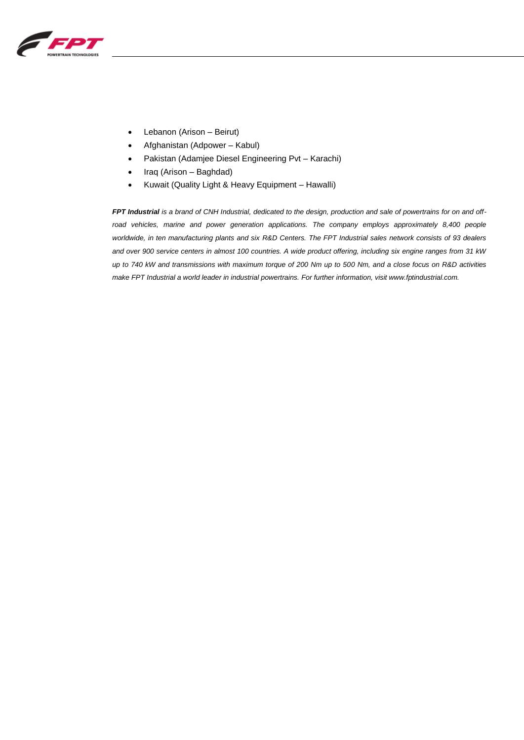- Lebanon (Arison – Beirut)
- Afghanistan (Adpower – Kabul)
- Pakistan (Adamjee Diesel Engineering Pvt – Karachi)
- Iraq (Arison – Baghdad)
- Kuwait (Quality Light & Heavy Equipment – Hawalli)

***FPT Industrial*** *is a brand of CNH Industrial, dedicated to the design, production and sale of powertrains for on and off-road vehicles, marine and power generation applications. The company employs approximately 8,400 people worldwide, in ten manufacturing plants and six R&D Centers. The FPT Industrial sales network consists of 93 dealers and over 900 service centers in almost 100 countries. A wide product offering, including six engine ranges from 31 kW up to 740 kW and transmissions with maximum torque of 200 Nm up to 500 Nm, and a close focus on R&D activities make FPT Industrial a world leader in industrial powertrains. For further information, visit www.fptindustrial.com.*